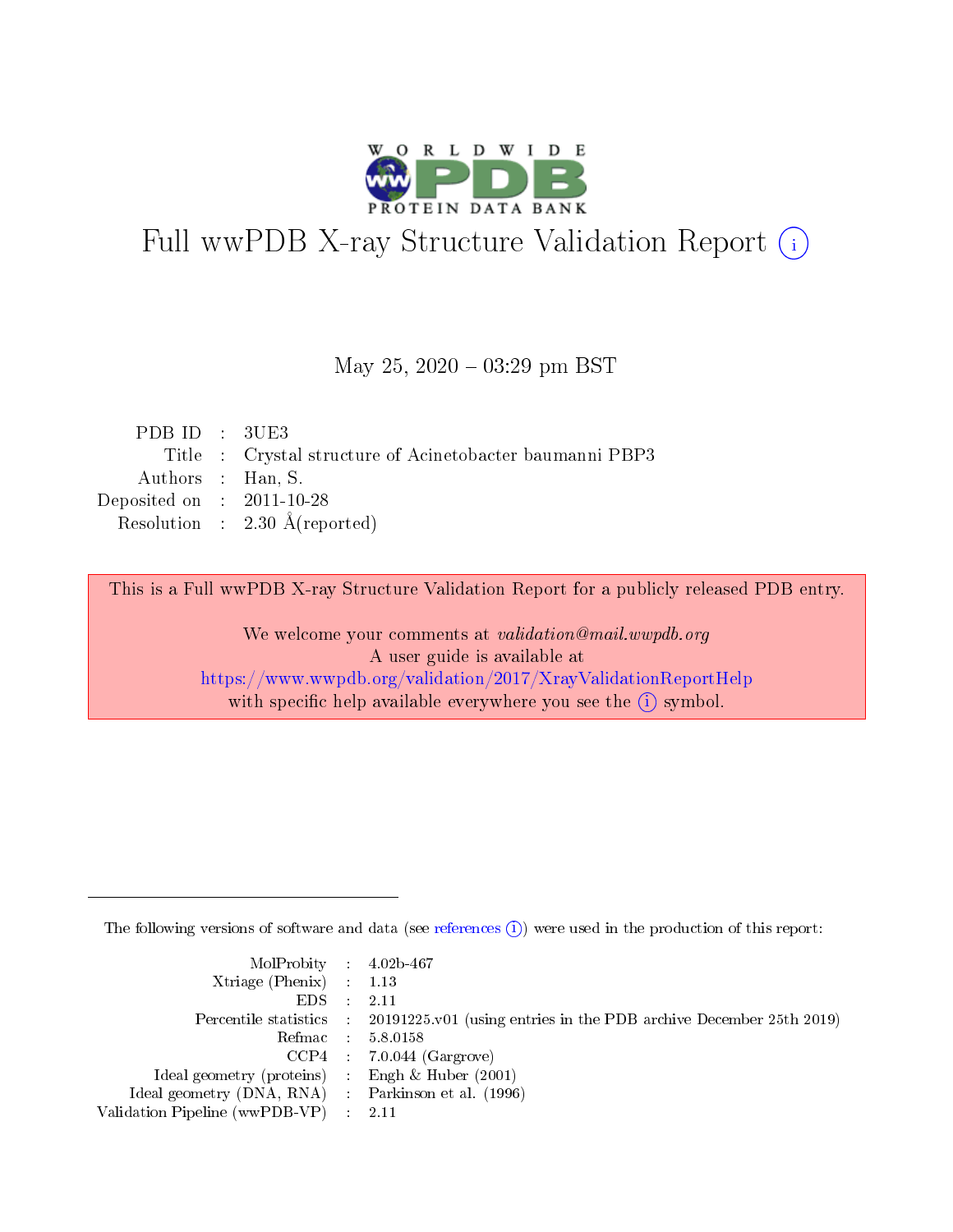# Full wwPDB X-ray Structure Validation Report (i)

May 25, 2020 – 03:29 pm BST

| | | |
|---|---|---|
| PDB ID | : | 3UE3 |
| Title | : | Crystal structure of Acinetobacter baumanni PBP3 |
| Authors | : | Han, S. |
| Deposited on | : | 2011-10-28 |
| Resolution | : | 2.30 Å(reported) |

This is a Full wwPDB X-ray Structure Validation Report for a publicly released PDB entry.

We welcome your comments at *validation@mail.wwpdb.org*
A user guide is available at
https://www.wwpdb.org/validation/2017/XrayValidationReportHelp
with specific help available everywhere you see the (i) symbol.

---

The following versions of software and data (see references (i)) were used in the production of this report:

| | | |
|---|---|---|
| MolProbity | : | 4.02b-467 |
| Xtriage (Phenix) | : | 1.13 |
| EDS | : | 2.11 |
| Percentile statistics | : | 20191225.v01 (using entries in the PDB archive December 25th 2019) |
| Refmac | : | 5.8.0158 |
| CCP4 | : | 7.0.044 (Gargrove) |
| Ideal geometry (proteins) | : | Engh & Huber (2001) |
| Ideal geometry (DNA, RNA) | : | Parkinson et al. (1996) |
| Validation Pipeline (wwPDB-VP) | : | 2.11 |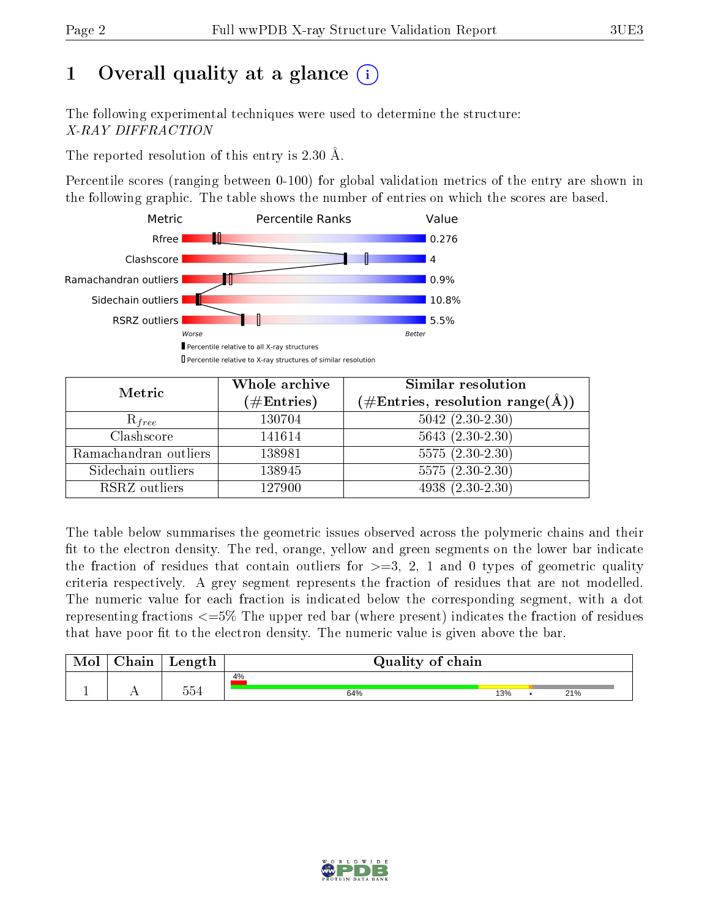# 1 Overall quality at a glance

The following experimental techniques were used to determine the structure:
*X-RAY DIFFRACTION*

The reported resolution of this entry is 2.30 Å.

Percentile scores (ranging between 0-100) for global validation metrics of the entry are shown in the following graphic. The table shows the number of entries on which the scores are based.

| Metric | Value |
|---|---|
| Rfree | 0.276 |
| Clashscore | 4 |
| Ramachandran outliers | 0.9% |
| Sidechain outliers | 10.8% |
| RSRZ outliers | 5.5% |

| Metric | Whole archive (#Entries) | Similar resolution (#Entries, resolution range(Å)) |
|---|---|---|
| $R_{free}$ | 130704 | 5042 (2.30-2.30) |
| Clashscore | 141614 | 5643 (2.30-2.30) |
| Ramachandran outliers | 138981 | 5575 (2.30-2.30) |
| Sidechain outliers | 138945 | 5575 (2.30-2.30) |
| RSRZ outliers | 127900 | 4938 (2.30-2.30) |

The table below summarises the geometric issues observed across the polymeric chains and their fit to the electron density. The red, orange, yellow and green segments on the lower bar indicate the fraction of residues that contain outliers for >=3, 2, 1 and 0 types of geometric quality criteria respectively. A grey segment represents the fraction of residues that are not modelled. The numeric value for each fraction is indicated below the corresponding segment, with a dot representing fractions <=5% The upper red bar (where present) indicates the fraction of residues that have poor fit to the electron density. The numeric value is given above the bar.

| Mol | Chain | Length | Quality of chain |
|---|---|---|---|
| 1 | A | 554 | 4% (poor fit); 64%, 13%, •, 21% |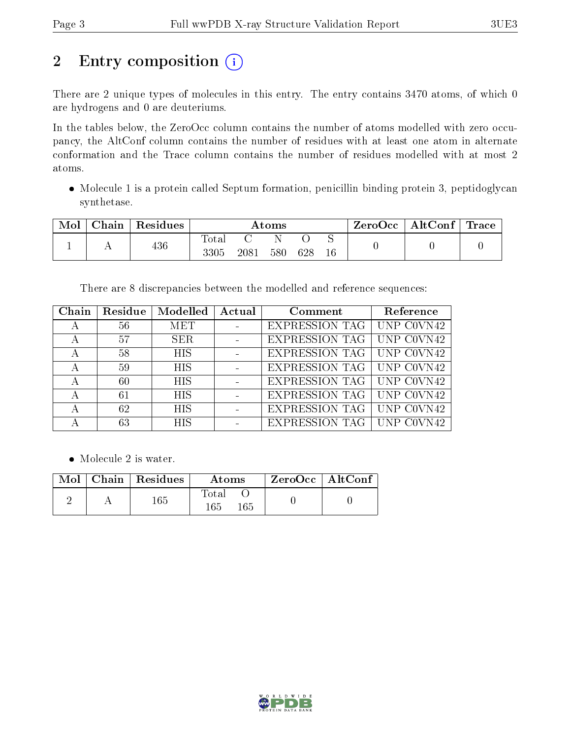# 2 Entry composition (i)

There are 2 unique types of molecules in this entry. The entry contains 3470 atoms, of which 0 are hydrogens and 0 are deuteriums.

In the tables below, the ZeroOcc column contains the number of atoms modelled with zero occupancy, the AltConf column contains the number of residues with at least one atom in alternate conformation and the Trace column contains the number of residues modelled with at most 2 atoms.

- Molecule 1 is a protein called Septum formation, penicillin binding protein 3, peptidoglycan synthetase.

| Mol | Chain | Residues | Atoms | | | | | ZeroOcc | AltConf | Trace |
|---|---|---|---|---|---|---|---|---|---|---|
| 1 | A | 436 | Total | C | N | O | S | 0 | 0 | 0 |
| | | | 3305 | 2081 | 580 | 628 | 16 | | | |

There are 8 discrepancies between the modelled and reference sequences:

| Chain | Residue | Modelled | Actual | Comment | Reference |
|---|---|---|---|---|---|
| A | 56 | MET | - | EXPRESSION TAG | UNP C0VN42 |
| A | 57 | SER | - | EXPRESSION TAG | UNP C0VN42 |
| A | 58 | HIS | - | EXPRESSION TAG | UNP C0VN42 |
| A | 59 | HIS | - | EXPRESSION TAG | UNP C0VN42 |
| A | 60 | HIS | - | EXPRESSION TAG | UNP C0VN42 |
| A | 61 | HIS | - | EXPRESSION TAG | UNP C0VN42 |
| A | 62 | HIS | - | EXPRESSION TAG | UNP C0VN42 |
| A | 63 | HIS | - | EXPRESSION TAG | UNP C0VN42 |

- Molecule 2 is water.

| Mol | Chain | Residues | Atoms | | ZeroOcc | AltConf |
|---|---|---|---|---|---|---|
| 2 | A | 165 | Total | O | 0 | 0 |
| | | | 165 | 165 | | |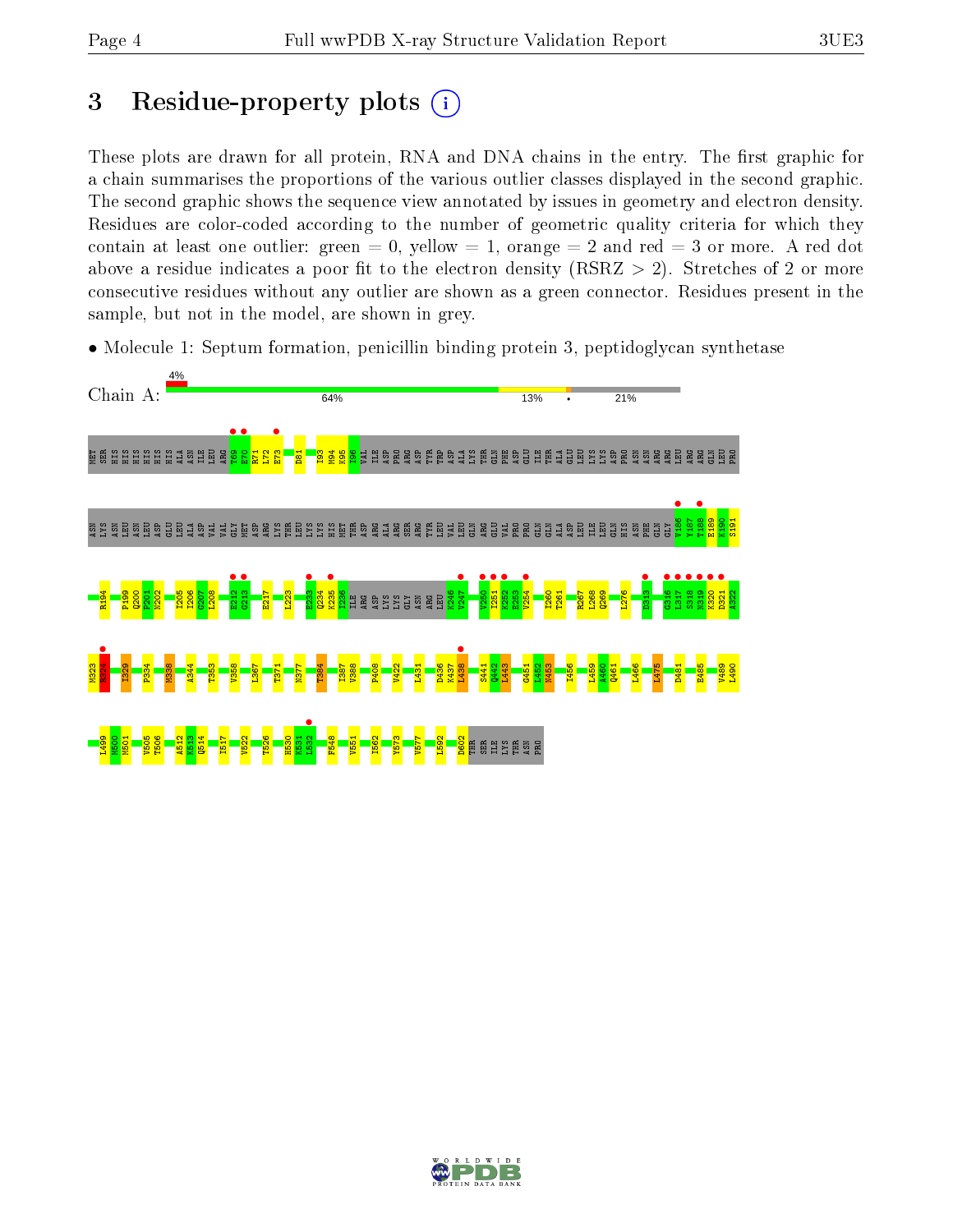# 3 Residue-property plots

These plots are drawn for all protein, RNA and DNA chains in the entry. The first graphic for a chain summarises the proportions of the various outlier classes displayed in the second graphic. The second graphic shows the sequence view annotated by issues in geometry and electron density. Residues are color-coded according to the number of geometric quality criteria for which they contain at least one outlier: green = 0, yellow = 1, orange = 2 and red = 3 or more. A red dot above a residue indicates a poor fit to the electron density (RSRZ > 2). Stretches of 2 or more consecutive residues without any outlier are shown as a green connector. Residues present in the sample, but not in the model, are shown in grey.

- Molecule 1: Septum formation, penicillin binding protein 3, peptidoglycan synthetase

Chain A: 4% | 64% | 13% | • | 21%

MET SER HIS HIS HIS HIS HIS HIS ALA ASN ILE LEU ARG T69 E70 R71 L72 E73 D81 I93 M94 K95 I96 VAL ILE ASP PRO ARG ASP TYR TRP ASP ALA LYS THR GLN PHE ASP ILE THR ALA GLU LEU LYS LYS ASP PRO ASN ASN ARG LEU ARG ARG GLN LEU PRO

ASN LYS ASN LEU ASN LEU ASP GLU LEU ALA ASP VAL VAL GLY MET ASP ARG LYS THR LEU LYS HIS MET THR ASP ARG ALA ARG SER ARG TYR LEU VAL LEU GLN ARG GLU VAL PRO GLN PRO GLN ALA ASP LEU ILE LEU GLN HIS ASN PHE GLN GLY V186 Y187 T188 E189 K190 S191

R194 P199 Q200 P201 N202 I205 I206 G207 L208 E212 G213 E217 L223 E233 Q234 K235 I236 ILE ARG ASP LYS LYS GLY ASN ARG LEU K246 V247 V250 I251 K252 F253 V254 I260 T261 R267 L268 Q269 L276 D313 G316 L317 S318 N319 K320 D321 A322

M323 R324 I329 P334 M338 A344 T353 V358 L367 T371 N377 T384 I387 V388 P408 V422 L431 D436 K437 L438 S441 Q442 L443 G451 L452 N453 I456 L459 A460 Q461 L466 L475 D481 E485 V489 L490

L499 M500 M501 V505 T506 A512 K513 Q514 I517 V522 T526 H530 K531 L532 F548 V551 I562 Y573 V577 L592 D602 THR SER ILE LYS THR ASN PRO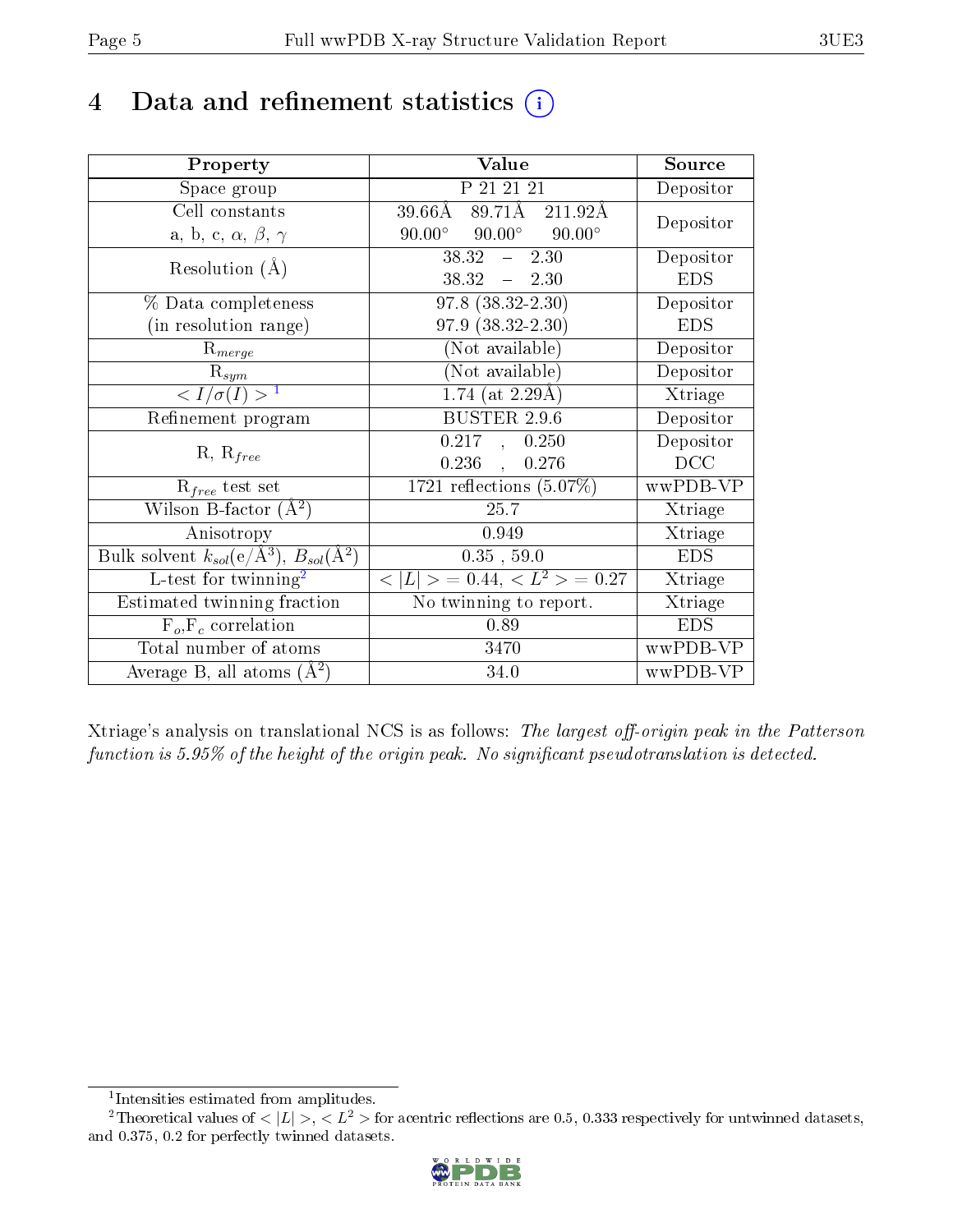# 4 Data and refinement statistics (i)

| Property | Value | Source |
|---|---|---|
| Space group | P 21 21 21 | Depositor |
| Cell constants<br>a, b, c, $\alpha$, $\beta$, $\gamma$ | 39.66Å 89.71Å 211.92Å<br>90.00° 90.00° 90.00° | Depositor |
| Resolution (Å) | 38.32 – 2.30<br>38.32 – 2.30 | Depositor<br>EDS |
| % Data completeness<br>(in resolution range) | 97.8 (38.32-2.30)<br>97.9 (38.32-2.30) | Depositor<br>EDS |
| $R_{merge}$ | (Not available) | Depositor |
| $R_{sym}$ | (Not available) | Depositor |
| $< I/\sigma(I) >$ [1] | 1.74 (at 2.29Å) | Xtriage |
| Refinement program | BUSTER 2.9.6 | Depositor |
| R, $R_{free}$ | 0.217 , 0.250<br>0.236 , 0.276 | Depositor<br>DCC |
| $R_{free}$ test set | 1721 reflections (5.07%) | wwPDB-VP |
| Wilson B-factor (Å$^2$) | 25.7 | Xtriage |
| Anisotropy | 0.949 | Xtriage |
| Bulk solvent $k_{sol}$(e/Å$^3$), $B_{sol}$(Å$^2$) | 0.35 , 59.0 | EDS |
| L-test for twinning[2] | $< \lvert L \rvert > = 0.44$, $< L^2 > = 0.27$ | Xtriage |
| Estimated twinning fraction | No twinning to report. | Xtriage |
| $F_o$,$F_c$ correlation | 0.89 | EDS |
| Total number of atoms | 3470 | wwPDB-VP |
| Average B, all atoms (Å$^2$) | 34.0 | wwPDB-VP |

Xtriage's analysis on translational NCS is as follows: *The largest off-origin peak in the Patterson function is 5.95% of the height of the origin peak. No significant pseudotranslation is detected.*

[1] Intensities estimated from amplitudes.

[2] Theoretical values of $< \lvert L \rvert >$, $< L^2 >$ for acentric reflections are 0.5, 0.333 respectively for untwinned datasets, and 0.375, 0.2 for perfectly twinned datasets.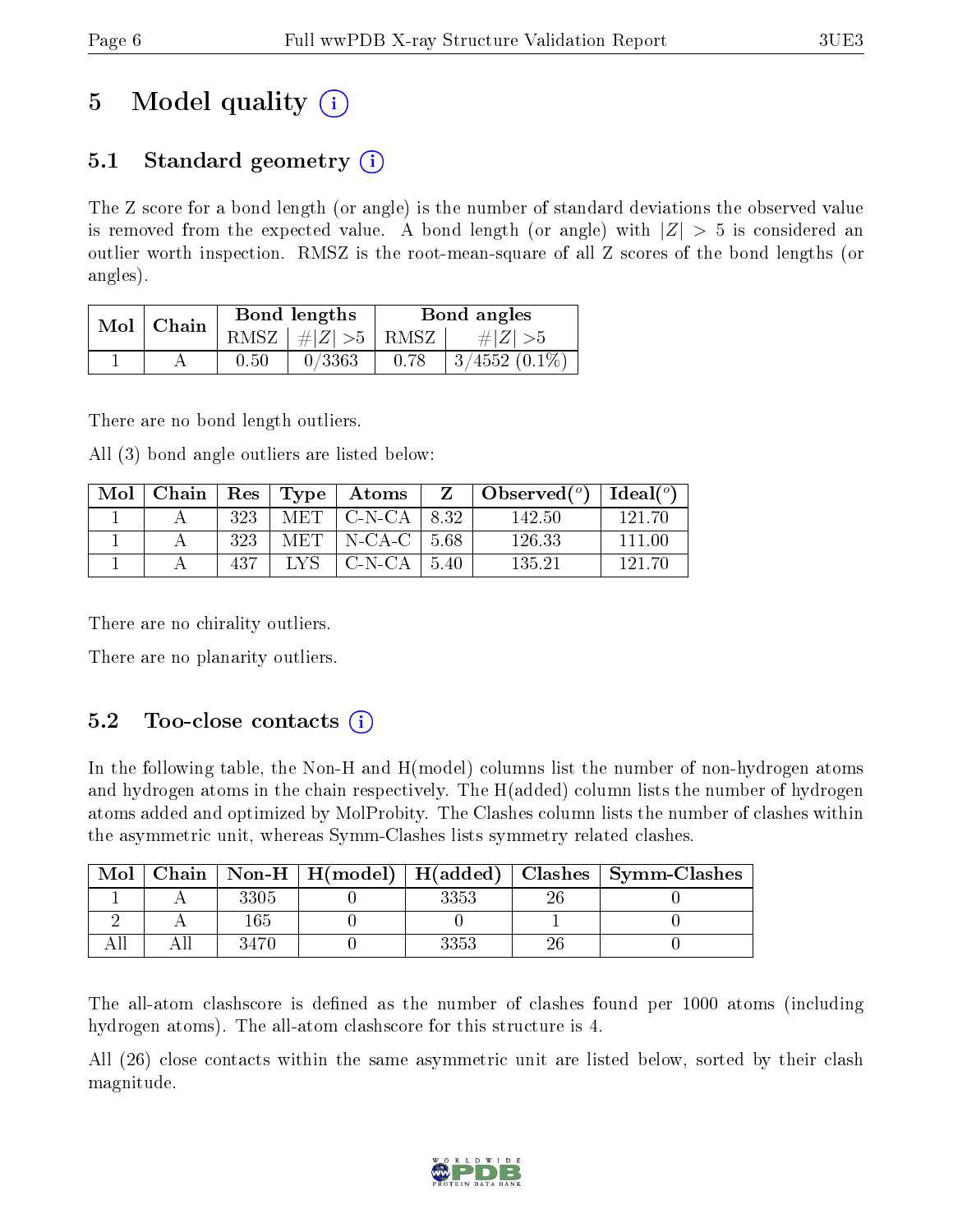# 5 Model quality (i)

## 5.1 Standard geometry (i)

The Z score for a bond length (or angle) is the number of standard deviations the observed value is removed from the expected value. A bond length (or angle) with $|Z| > 5$ is considered an outlier worth inspection. RMSZ is the root-mean-square of all Z scores of the bond lengths (or angles).

| Mol | Chain | Bond lengths | | Bond angles | |
|---|---|---|---|---|---|
| | | RMSZ | #\|Z\| >5 | RMSZ | #\|Z\| >5 |
| 1 | A | 0.50 | 0/3363 | 0.78 | 3/4552 (0.1%) |

There are no bond length outliers.

All (3) bond angle outliers are listed below:

| Mol | Chain | Res | Type | Atoms | Z | Observed(°) | Ideal(°) |
|---|---|---|---|---|---|---|---|
| 1 | A | 323 | MET | C-N-CA | 8.32 | 142.50 | 121.70 |
| 1 | A | 323 | MET | N-CA-C | 5.68 | 126.33 | 111.00 |
| 1 | A | 437 | LYS | C-N-CA | 5.40 | 135.21 | 121.70 |

There are no chirality outliers.

There are no planarity outliers.

## 5.2 Too-close contacts (i)

In the following table, the Non-H and H(model) columns list the number of non-hydrogen atoms and hydrogen atoms in the chain respectively. The H(added) column lists the number of hydrogen atoms added and optimized by MolProbity. The Clashes column lists the number of clashes within the asymmetric unit, whereas Symm-Clashes lists symmetry related clashes.

| Mol | Chain | Non-H | H(model) | H(added) | Clashes | Symm-Clashes |
|---|---|---|---|---|---|---|
| 1 | A | 3305 | 0 | 3353 | 26 | 0 |
| 2 | A | 165 | 0 | 0 | 1 | 0 |
| All | All | 3470 | 0 | 3353 | 26 | 0 |

The all-atom clashscore is defined as the number of clashes found per 1000 atoms (including hydrogen atoms). The all-atom clashscore for this structure is 4.

All (26) close contacts within the same asymmetric unit are listed below, sorted by their clash magnitude.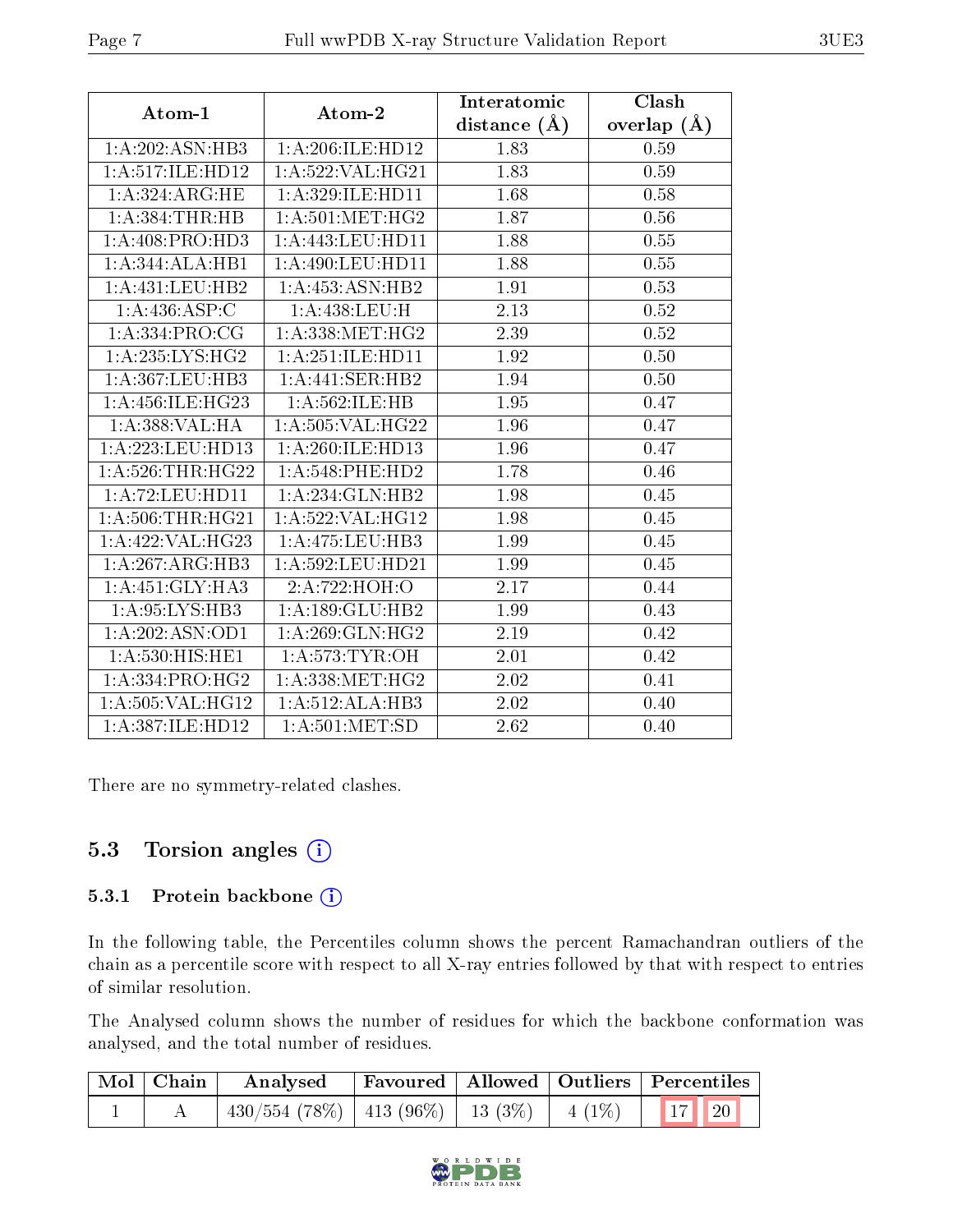| Atom-1 | Atom-2 | Interatomic distance (Å) | Clash overlap (Å) |
|---|---|---|---|
| 1:A:202:ASN:HB3 | 1:A:206:ILE:HD12 | 1.83 | 0.59 |
| 1:A:517:ILE:HD12 | 1:A:522:VAL:HG21 | 1.83 | 0.59 |
| 1:A:324:ARG:HE | 1:A:329:ILE:HD11 | 1.68 | 0.58 |
| 1:A:384:THR:HB | 1:A:501:MET:HG2 | 1.87 | 0.56 |
| 1:A:408:PRO:HD3 | 1:A:443:LEU:HD11 | 1.88 | 0.55 |
| 1:A:344:ALA:HB1 | 1:A:490:LEU:HD11 | 1.88 | 0.55 |
| 1:A:431:LEU:HB2 | 1:A:453:ASN:HB2 | 1.91 | 0.53 |
| 1:A:436:ASP:C | 1:A:438:LEU:H | 2.13 | 0.52 |
| 1:A:334:PRO:CG | 1:A:338:MET:HG2 | 2.39 | 0.52 |
| 1:A:235:LYS:HG2 | 1:A:251:ILE:HD11 | 1.92 | 0.50 |
| 1:A:367:LEU:HB3 | 1:A:441:SER:HB2 | 1.94 | 0.50 |
| 1:A:456:ILE:HG23 | 1:A:562:ILE:HB | 1.95 | 0.47 |
| 1:A:388:VAL:HA | 1:A:505:VAL:HG22 | 1.96 | 0.47 |
| 1:A:223:LEU:HD13 | 1:A:260:ILE:HD13 | 1.96 | 0.47 |
| 1:A:526:THR:HG22 | 1:A:548:PHE:HD2 | 1.78 | 0.46 |
| 1:A:72:LEU:HD11 | 1:A:234:GLN:HB2 | 1.98 | 0.45 |
| 1:A:506:THR:HG21 | 1:A:522:VAL:HG12 | 1.98 | 0.45 |
| 1:A:422:VAL:HG23 | 1:A:475:LEU:HB3 | 1.99 | 0.45 |
| 1:A:267:ARG:HB3 | 1:A:592:LEU:HD21 | 1.99 | 0.45 |
| 1:A:451:GLY:HA3 | 2:A:722:HOH:O | 2.17 | 0.44 |
| 1:A:95:LYS:HB3 | 1:A:189:GLU:HB2 | 1.99 | 0.43 |
| 1:A:202:ASN:OD1 | 1:A:269:GLN:HG2 | 2.19 | 0.42 |
| 1:A:530:HIS:HE1 | 1:A:573:TYR:OH | 2.01 | 0.42 |
| 1:A:334:PRO:HG2 | 1:A:338:MET:HG2 | 2.02 | 0.41 |
| 1:A:505:VAL:HG12 | 1:A:512:ALA:HB3 | 2.02 | 0.40 |
| 1:A:387:ILE:HD12 | 1:A:501:MET:SD | 2.62 | 0.40 |

There are no symmetry-related clashes.

## 5.3 Torsion angles

### 5.3.1 Protein backbone

In the following table, the Percentiles column shows the percent Ramachandran outliers of the chain as a percentile score with respect to all X-ray entries followed by that with respect to entries of similar resolution.

The Analysed column shows the number of residues for which the backbone conformation was analysed, and the total number of residues.

| Mol | Chain | Analysed | Favoured | Allowed | Outliers | Percentiles | |
|---|---|---|---|---|---|---|---|
| 1 | A | 430/554 (78%) | 413 (96%) | 13 (3%) | 4 (1%) | 17 | 20 |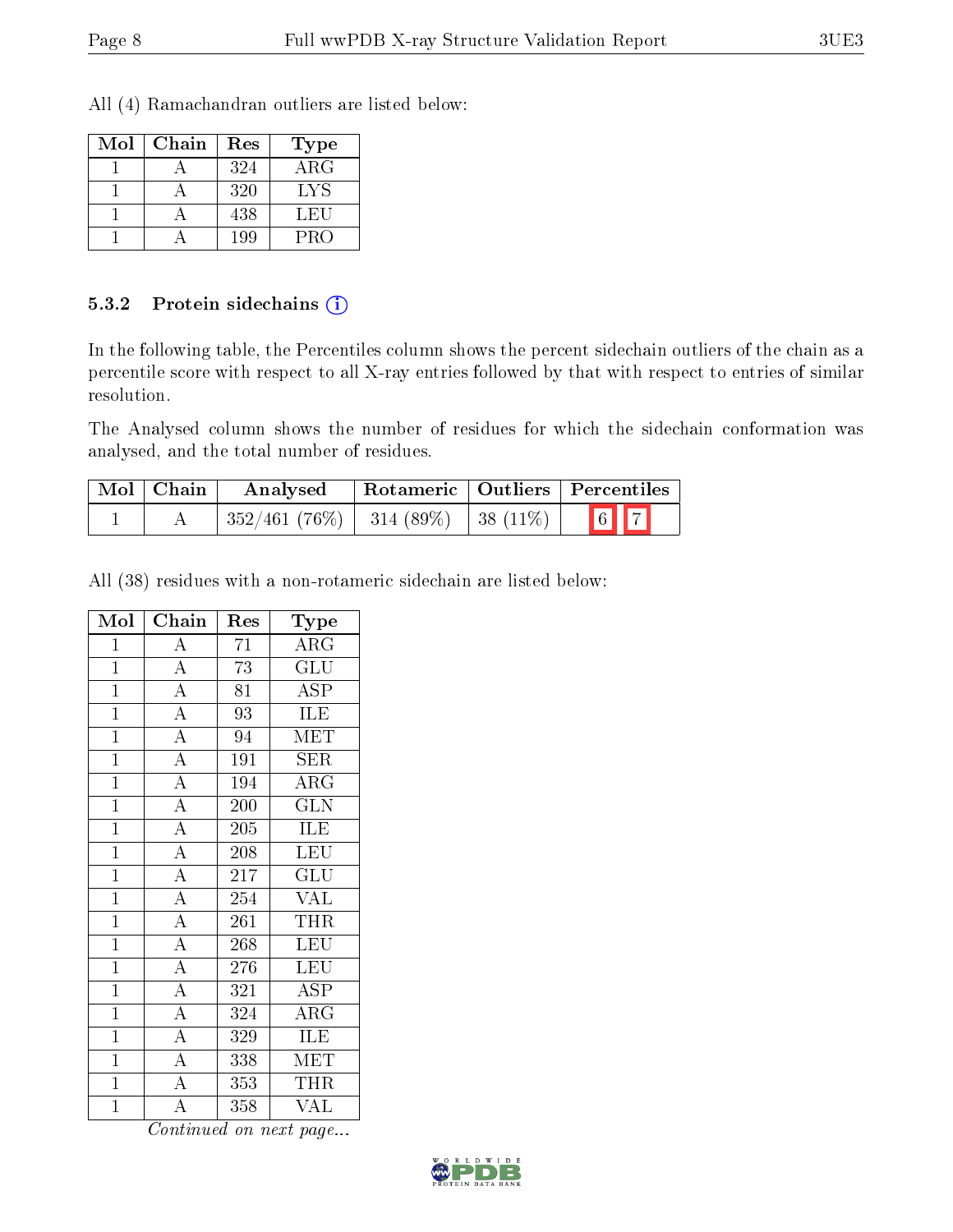All (4) Ramachandran outliers are listed below:

| Mol | Chain | Res | Type |
|---|---|---|---|
| 1 | A | 324 | ARG |
| 1 | A | 320 | LYS |
| 1 | A | 438 | LEU |
| 1 | A | 199 | PRO |

### 5.3.2 Protein sidechains (i)

In the following table, the Percentiles column shows the percent sidechain outliers of the chain as a percentile score with respect to all X-ray entries followed by that with respect to entries of similar resolution.

The Analysed column shows the number of residues for which the sidechain conformation was analysed, and the total number of residues.

| Mol | Chain | Analysed | Rotameric | Outliers | Percentiles | |
|---|---|---|---|---|---|---|
| 1 | A | 352/461 (76%) | 314 (89%) | 38 (11%) | 6 | 7 |

All (38) residues with a non-rotameric sidechain are listed below:

| Mol | Chain | Res | Type |
|---|---|---|---|
| 1 | A | 71 | ARG |
| 1 | A | 73 | GLU |
| 1 | A | 81 | ASP |
| 1 | A | 93 | ILE |
| 1 | A | 94 | MET |
| 1 | A | 191 | SER |
| 1 | A | 194 | ARG |
| 1 | A | 200 | GLN |
| 1 | A | 205 | ILE |
| 1 | A | 208 | LEU |
| 1 | A | 217 | GLU |
| 1 | A | 254 | VAL |
| 1 | A | 261 | THR |
| 1 | A | 268 | LEU |
| 1 | A | 276 | LEU |
| 1 | A | 321 | ASP |
| 1 | A | 324 | ARG |
| 1 | A | 329 | ILE |
| 1 | A | 338 | MET |
| 1 | A | 353 | THR |
| 1 | A | 358 | VAL |

*Continued on next page...*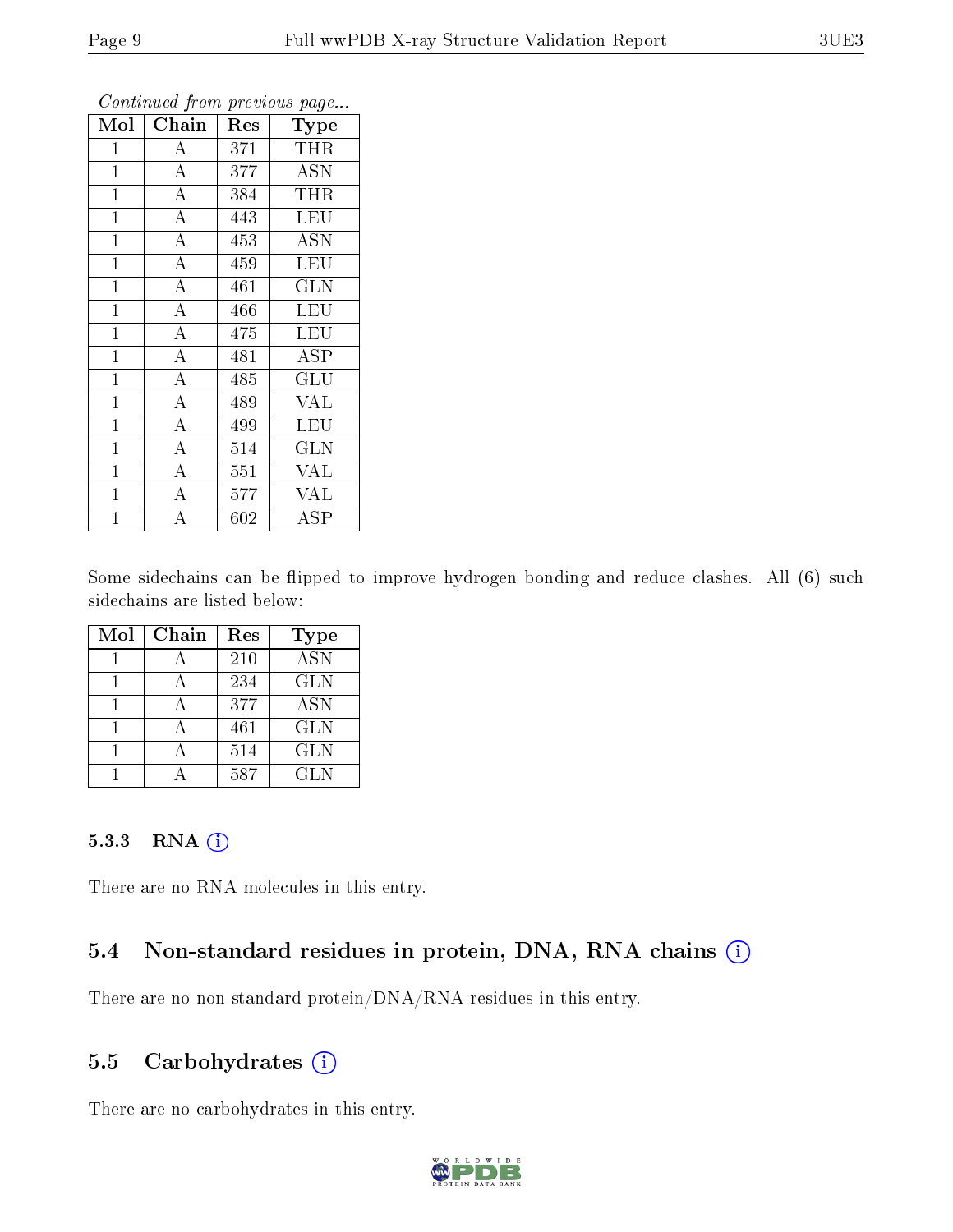*Continued from previous page...*

| Mol | Chain | Res | Type |
|---|---|---|---|
| 1 | A | 371 | THR |
| 1 | A | 377 | ASN |
| 1 | A | 384 | THR |
| 1 | A | 443 | LEU |
| 1 | A | 453 | ASN |
| 1 | A | 459 | LEU |
| 1 | A | 461 | GLN |
| 1 | A | 466 | LEU |
| 1 | A | 475 | LEU |
| 1 | A | 481 | ASP |
| 1 | A | 485 | GLU |
| 1 | A | 489 | VAL |
| 1 | A | 499 | LEU |
| 1 | A | 514 | GLN |
| 1 | A | 551 | VAL |
| 1 | A | 577 | VAL |
| 1 | A | 602 | ASP |

Some sidechains can be flipped to improve hydrogen bonding and reduce clashes. All (6) such sidechains are listed below:

| Mol | Chain | Res | Type |
|---|---|---|---|
| 1 | A | 210 | ASN |
| 1 | A | 234 | GLN |
| 1 | A | 377 | ASN |
| 1 | A | 461 | GLN |
| 1 | A | 514 | GLN |
| 1 | A | 587 | GLN |

#### 5.3.3 RNA

There are no RNA molecules in this entry.

### 5.4 Non-standard residues in protein, DNA, RNA chains

There are no non-standard protein/DNA/RNA residues in this entry.

### 5.5 Carbohydrates

There are no carbohydrates in this entry.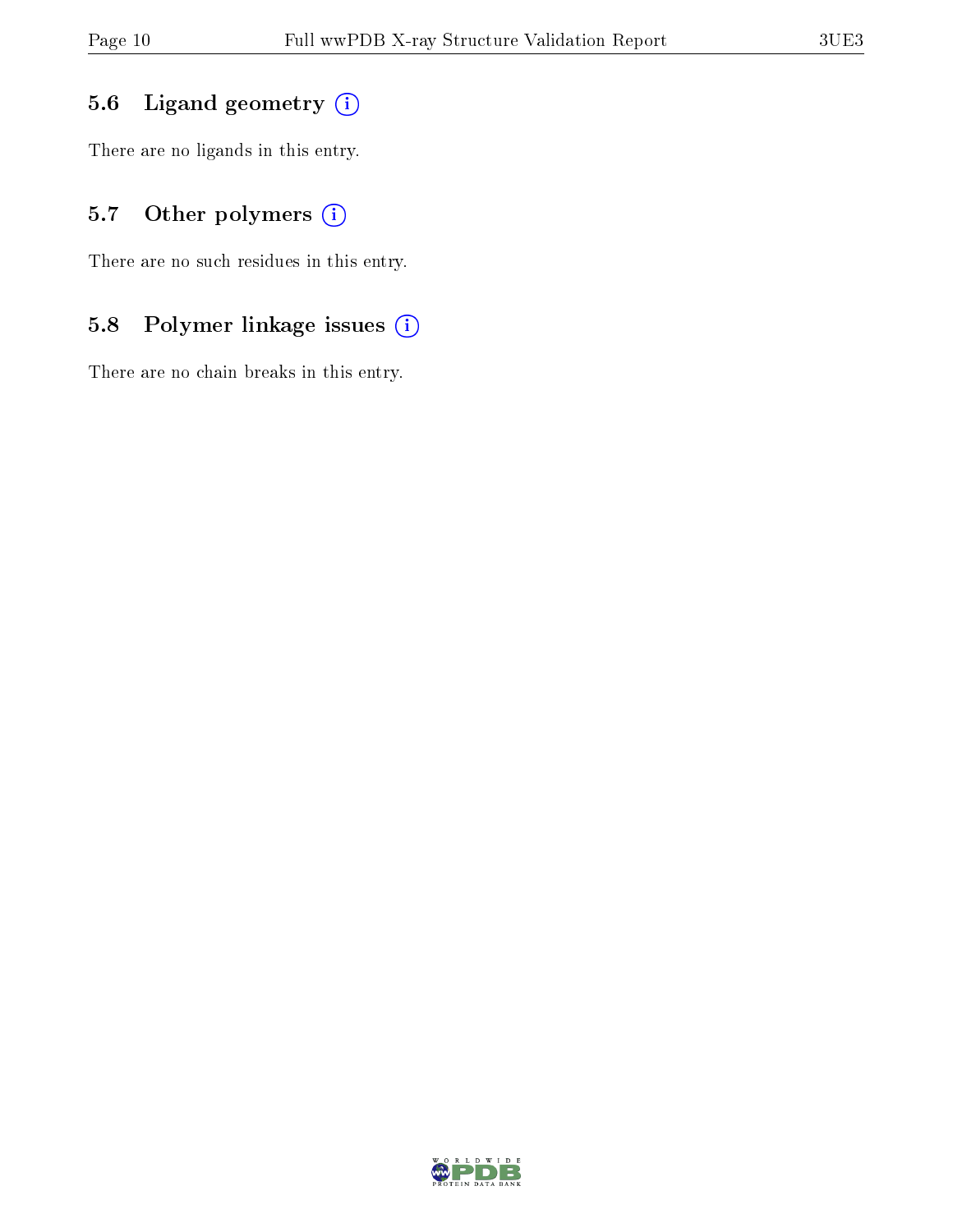## 5.6 Ligand geometry

There are no ligands in this entry.

## 5.7 Other polymers

There are no such residues in this entry.

## 5.8 Polymer linkage issues

There are no chain breaks in this entry.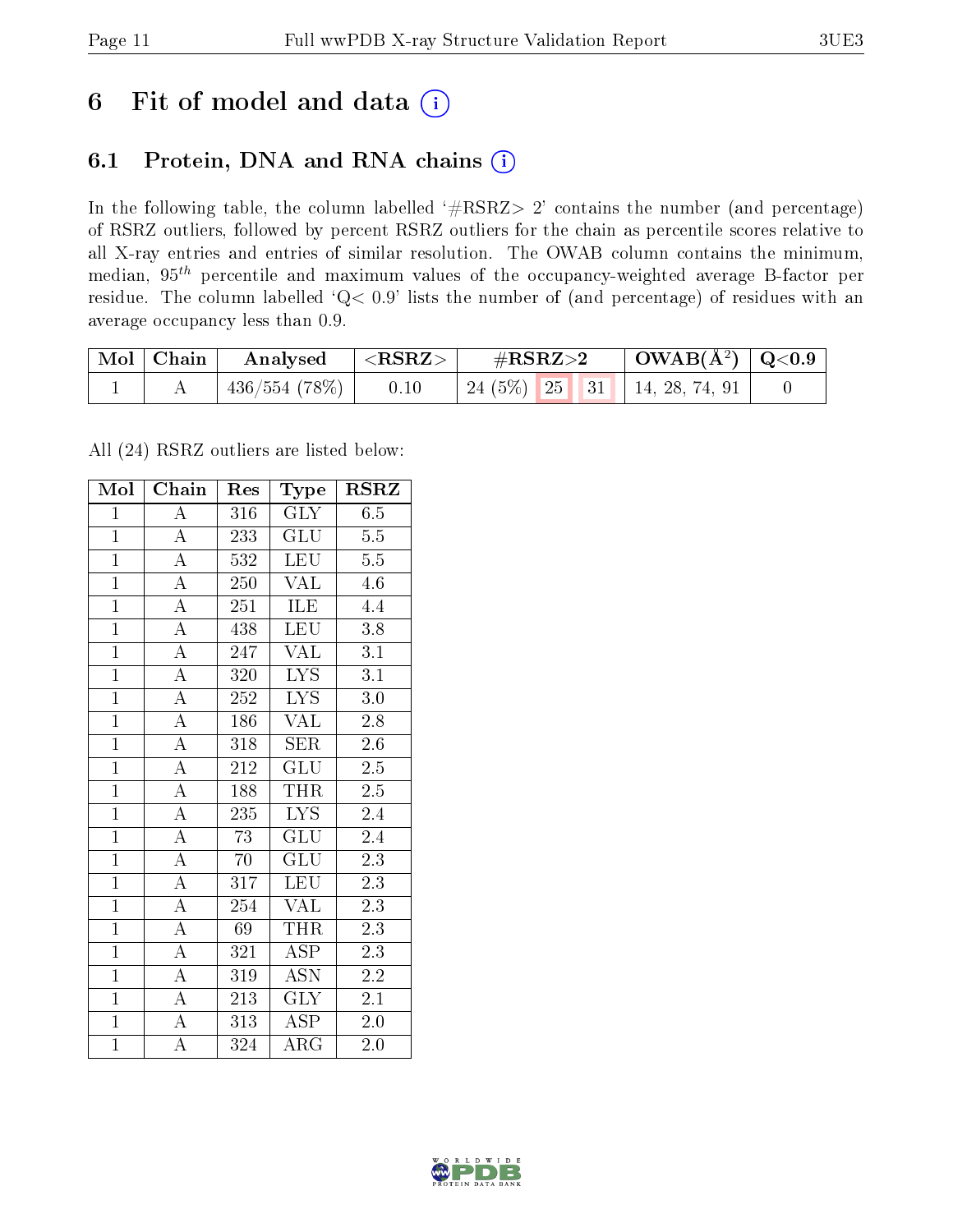# 6 Fit of model and data (i)

## 6.1 Protein, DNA and RNA chains (i)

In the following table, the column labelled '#RSRZ> 2' contains the number (and percentage) of RSRZ outliers, followed by percent RSRZ outliers for the chain as percentile scores relative to all X-ray entries and entries of similar resolution. The OWAB column contains the minimum, median, $95^{th}$ percentile and maximum values of the occupancy-weighted average B-factor per residue. The column labelled 'Q< 0.9' lists the number of (and percentage) of residues with an average occupancy less than 0.9.

| Mol | Chain | Analysed | <RSRZ> | #RSRZ>2 | | | OWAB(Å$^2$) | Q<0.9 |
|---|---|---|---|---|---|---|---|---|
| 1 | A | 436/554 (78%) | 0.10 | 24 (5%) | 25 | 31 | 14, 28, 74, 91 | 0 |

All (24) RSRZ outliers are listed below:

| Mol | Chain | Res | Type | RSRZ |
|---|---|---|---|---|
| 1 | A | 316 | GLY | 6.5 |
| 1 | A | 233 | GLU | 5.5 |
| 1 | A | 532 | LEU | 5.5 |
| 1 | A | 250 | VAL | 4.6 |
| 1 | A | 251 | ILE | 4.4 |
| 1 | A | 438 | LEU | 3.8 |
| 1 | A | 247 | VAL | 3.1 |
| 1 | A | 320 | LYS | 3.1 |
| 1 | A | 252 | LYS | 3.0 |
| 1 | A | 186 | VAL | 2.8 |
| 1 | A | 318 | SER | 2.6 |
| 1 | A | 212 | GLU | 2.5 |
| 1 | A | 188 | THR | 2.5 |
| 1 | A | 235 | LYS | 2.4 |
| 1 | A | 73 | GLU | 2.4 |
| 1 | A | 70 | GLU | 2.3 |
| 1 | A | 317 | LEU | 2.3 |
| 1 | A | 254 | VAL | 2.3 |
| 1 | A | 69 | THR | 2.3 |
| 1 | A | 321 | ASP | 2.3 |
| 1 | A | 319 | ASN | 2.2 |
| 1 | A | 213 | GLY | 2.1 |
| 1 | A | 313 | ASP | 2.0 |
| 1 | A | 324 | ARG | 2.0 |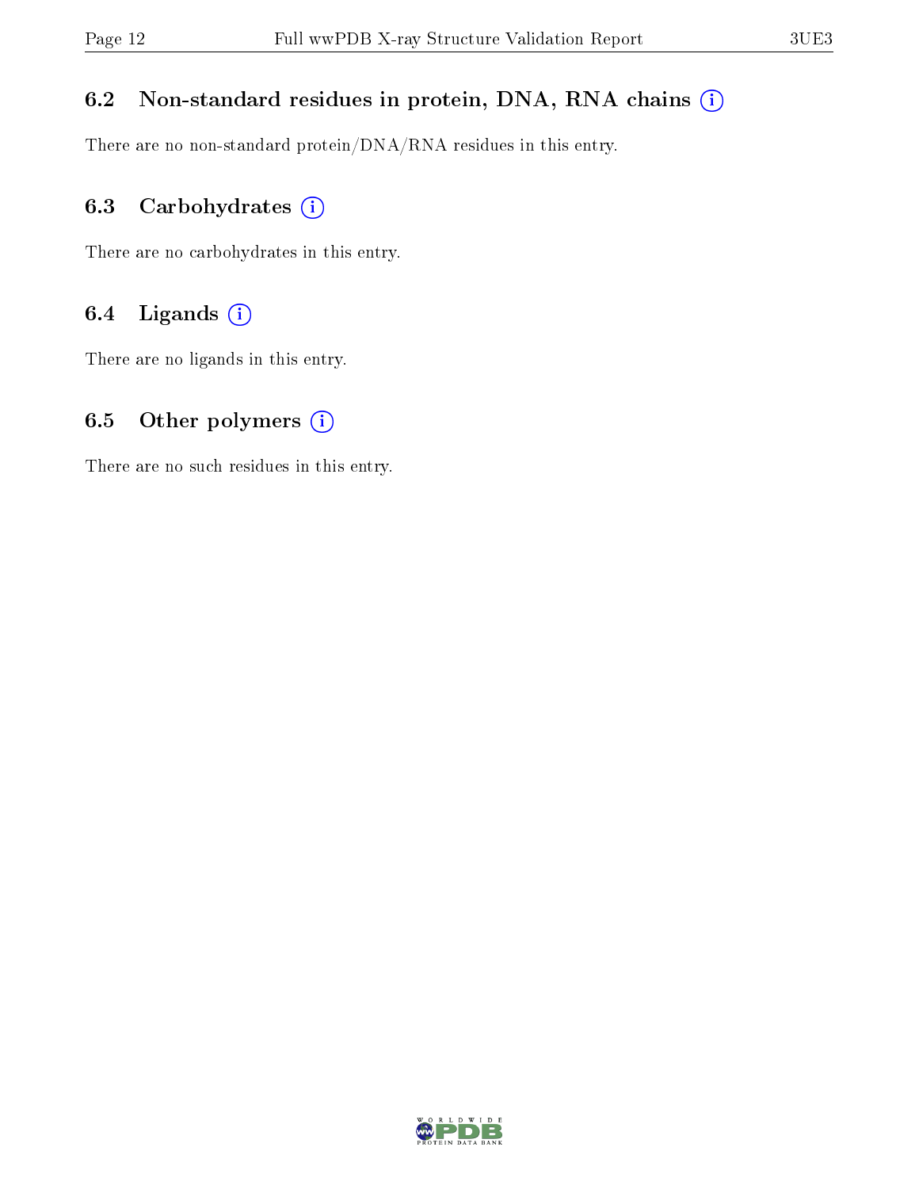### 6.2 Non-standard residues in protein, DNA, RNA chains

There are no non-standard protein/DNA/RNA residues in this entry.

### 6.3 Carbohydrates

There are no carbohydrates in this entry.

### 6.4 Ligands

There are no ligands in this entry.

### 6.5 Other polymers

There are no such residues in this entry.